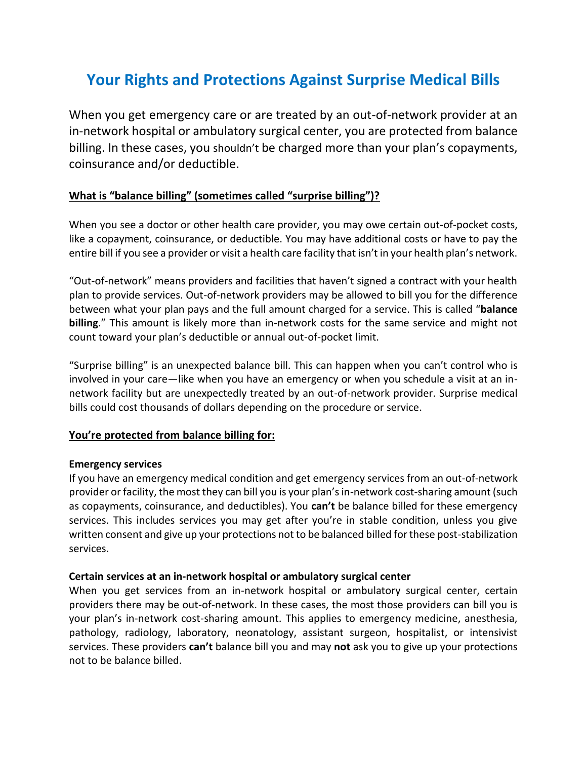# Your Rights and Protections Against Surprise Medical Bills

When you get emergency care or are treated by an out-of-network provider at an in-network hospital or ambulatory surgical center, you are protected from balance billing. In these cases, you shouldn't be charged more than your plan's copayments, coinsurance and/or deductible.

## What is "balance billing" (sometimes called "surprise billing")?

When you see a doctor or other health care provider, you may owe certain out-of-pocket costs, like a copayment, coinsurance, or deductible. You may have additional costs or have to pay the entire bill if you see a provider or visit a health care facility that isn't in your health plan's network.

"Out-of-network" means providers and facilities that haven't signed a contract with your health plan to provide services. Out-of-network providers may be allowed to bill you for the difference between what your plan pays and the full amount charged for a service. This is called "**balance billing**." This amount is likely more than in-network costs for the same service and might not count toward your plan's deductible or annual out-of-pocket limit.

"Surprise billing" is an unexpected balance bill. This can happen when you can't control who is involved in your care—like when you have an emergency or when you schedule a visit at an in-network facility but are unexpectedly treated by an out-of-network provider. Surprise medical bills could cost thousands of dollars depending on the procedure or service.

## You're protected from balance billing for:

### Emergency services

If you have an emergency medical condition and get emergency services from an out-of-network provider or facility, the most they can bill you is your plan's in-network cost-sharing amount (such as copayments, coinsurance, and deductibles). You **can't** be balance billed for these emergency services. This includes services you may get after you're in stable condition, unless you give written consent and give up your protections not to be balanced billed for these post-stabilization services.

### Certain services at an in-network hospital or ambulatory surgical center

When you get services from an in-network hospital or ambulatory surgical center, certain providers there may be out-of-network. In these cases, the most those providers can bill you is your plan's in-network cost-sharing amount. This applies to emergency medicine, anesthesia, pathology, radiology, laboratory, neonatology, assistant surgeon, hospitalist, or intensivist services. These providers **can't** balance bill you and may **not** ask you to give up your protections not to be balance billed.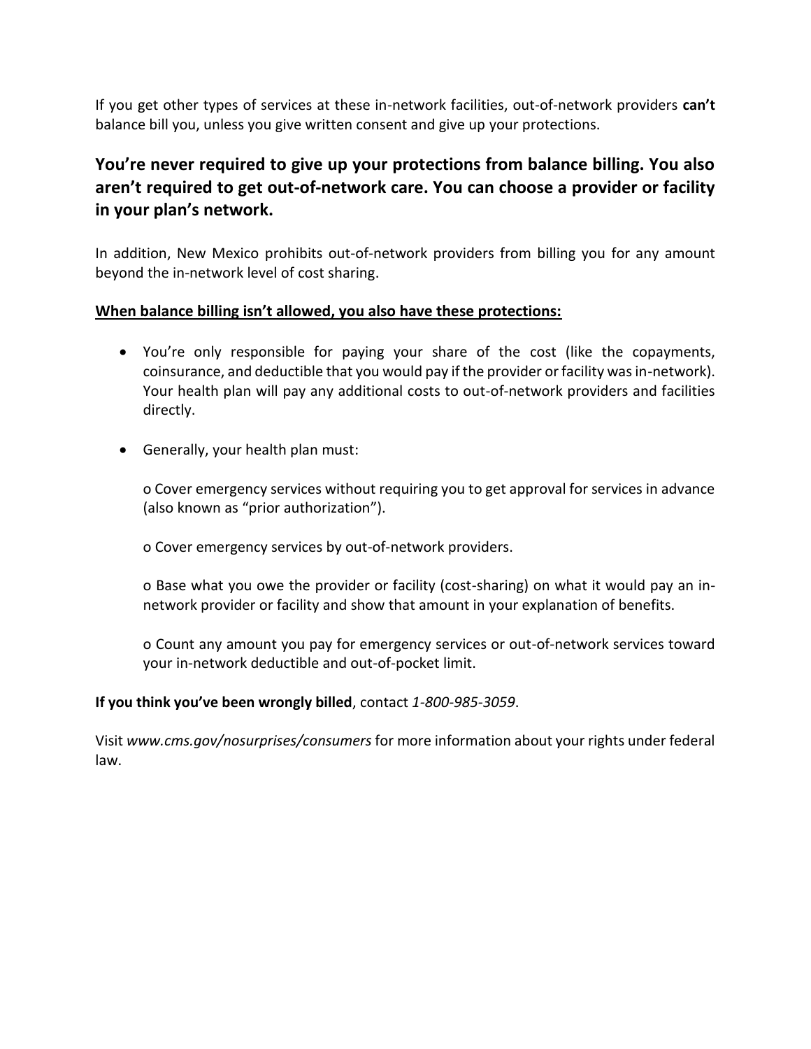If you get other types of services at these in-network facilities, out-of-network providers **can't** balance bill you, unless you give written consent and give up your protections.

## You're never required to give up your protections from balance billing. You also aren't required to get out-of-network care. You can choose a provider or facility in your plan's network.

In addition, New Mexico prohibits out-of-network providers from billing you for any amount beyond the in-network level of cost sharing.

**When balance billing isn't allowed, you also have these protections:**

- You're only responsible for paying your share of the cost (like the copayments, coinsurance, and deductible that you would pay if the provider or facility was in-network). Your health plan will pay any additional costs to out-of-network providers and facilities directly.
- Generally, your health plan must:
  - Cover emergency services without requiring you to get approval for services in advance (also known as "prior authorization").
  - Cover emergency services by out-of-network providers.
  - Base what you owe the provider or facility (cost-sharing) on what it would pay an in-network provider or facility and show that amount in your explanation of benefits.
  - Count any amount you pay for emergency services or out-of-network services toward your in-network deductible and out-of-pocket limit.

**If you think you've been wrongly billed**, contact *1-800-985-3059*.

Visit *www.cms.gov/nosurprises/consumers* for more information about your rights under federal law.